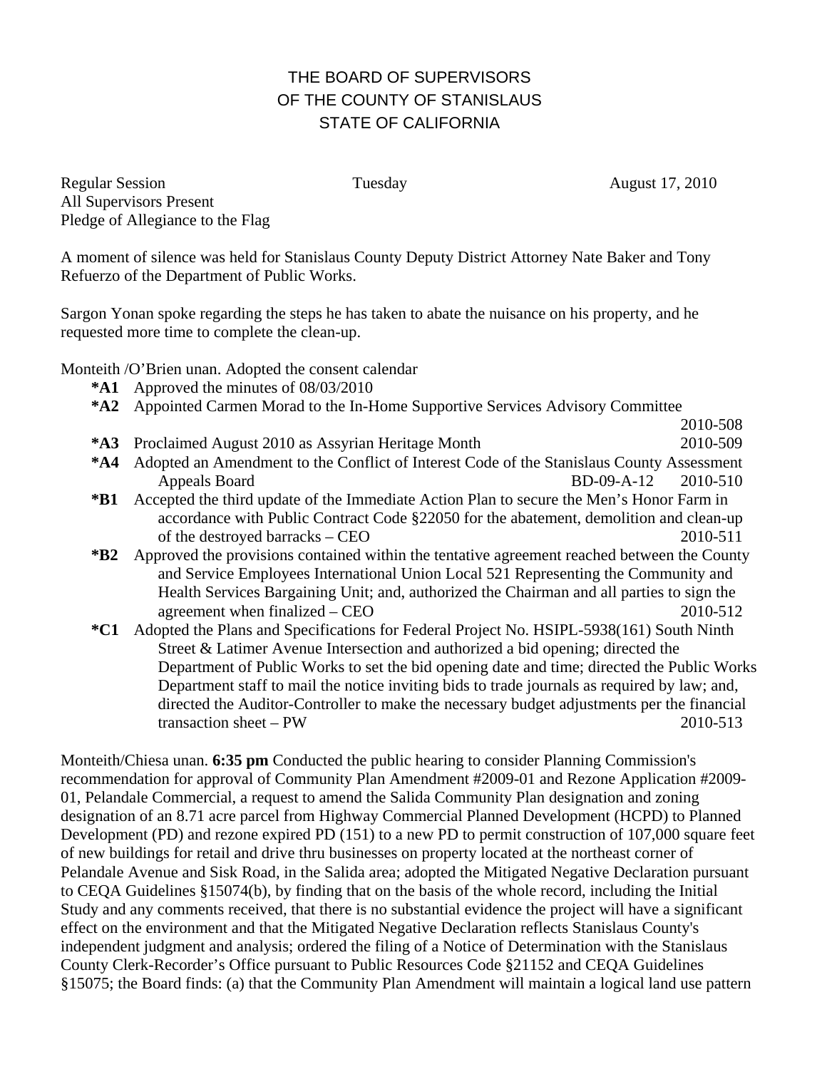# THE BOARD OF SUPERVISORS
# OF THE COUNTY OF STANISLAUS
# STATE OF CALIFORNIA

Regular Session Tuesday August 17, 2010
All Supervisors Present
Pledge of Allegiance to the Flag

A moment of silence was held for Stanislaus County Deputy District Attorney Nate Baker and Tony Refuerzo of the Department of Public Works.

Sargon Yonan spoke regarding the steps he has taken to abate the nuisance on his property, and he requested more time to complete the clean-up.

Monteith /O'Brien unan. Adopted the consent calendar

- **\*A1** Approved the minutes of 08/03/2010
- **\*A2** Appointed Carmen Morad to the In-Home Supportive Services Advisory Committee 2010-508
- **\*A3** Proclaimed August 2010 as Assyrian Heritage Month 2010-509
- **\*A4** Adopted an Amendment to the Conflict of Interest Code of the Stanislaus County Assessment Appeals Board BD-09-A-12 2010-510
- **\*B1** Accepted the third update of the Immediate Action Plan to secure the Men's Honor Farm in accordance with Public Contract Code §22050 for the abatement, demolition and clean-up of the destroyed barracks – CEO 2010-511
- **\*B2** Approved the provisions contained within the tentative agreement reached between the County and Service Employees International Union Local 521 Representing the Community and Health Services Bargaining Unit; and, authorized the Chairman and all parties to sign the agreement when finalized – CEO 2010-512
- **\*C1** Adopted the Plans and Specifications for Federal Project No. HSIPL-5938(161) South Ninth Street & Latimer Avenue Intersection and authorized a bid opening; directed the Department of Public Works to set the bid opening date and time; directed the Public Works Department staff to mail the notice inviting bids to trade journals as required by law; and, directed the Auditor-Controller to make the necessary budget adjustments per the financial transaction sheet – PW 2010-513

Monteith/Chiesa unan. **6:35 pm** Conducted the public hearing to consider Planning Commission's recommendation for approval of Community Plan Amendment #2009-01 and Rezone Application #2009-01, Pelandale Commercial, a request to amend the Salida Community Plan designation and zoning designation of an 8.71 acre parcel from Highway Commercial Planned Development (HCPD) to Planned Development (PD) and rezone expired PD (151) to a new PD to permit construction of 107,000 square feet of new buildings for retail and drive thru businesses on property located at the northeast corner of Pelandale Avenue and Sisk Road, in the Salida area; adopted the Mitigated Negative Declaration pursuant to CEQA Guidelines §15074(b), by finding that on the basis of the whole record, including the Initial Study and any comments received, that there is no substantial evidence the project will have a significant effect on the environment and that the Mitigated Negative Declaration reflects Stanislaus County's independent judgment and analysis; ordered the filing of a Notice of Determination with the Stanislaus County Clerk-Recorder's Office pursuant to Public Resources Code §21152 and CEQA Guidelines §15075; the Board finds: (a) that the Community Plan Amendment will maintain a logical land use pattern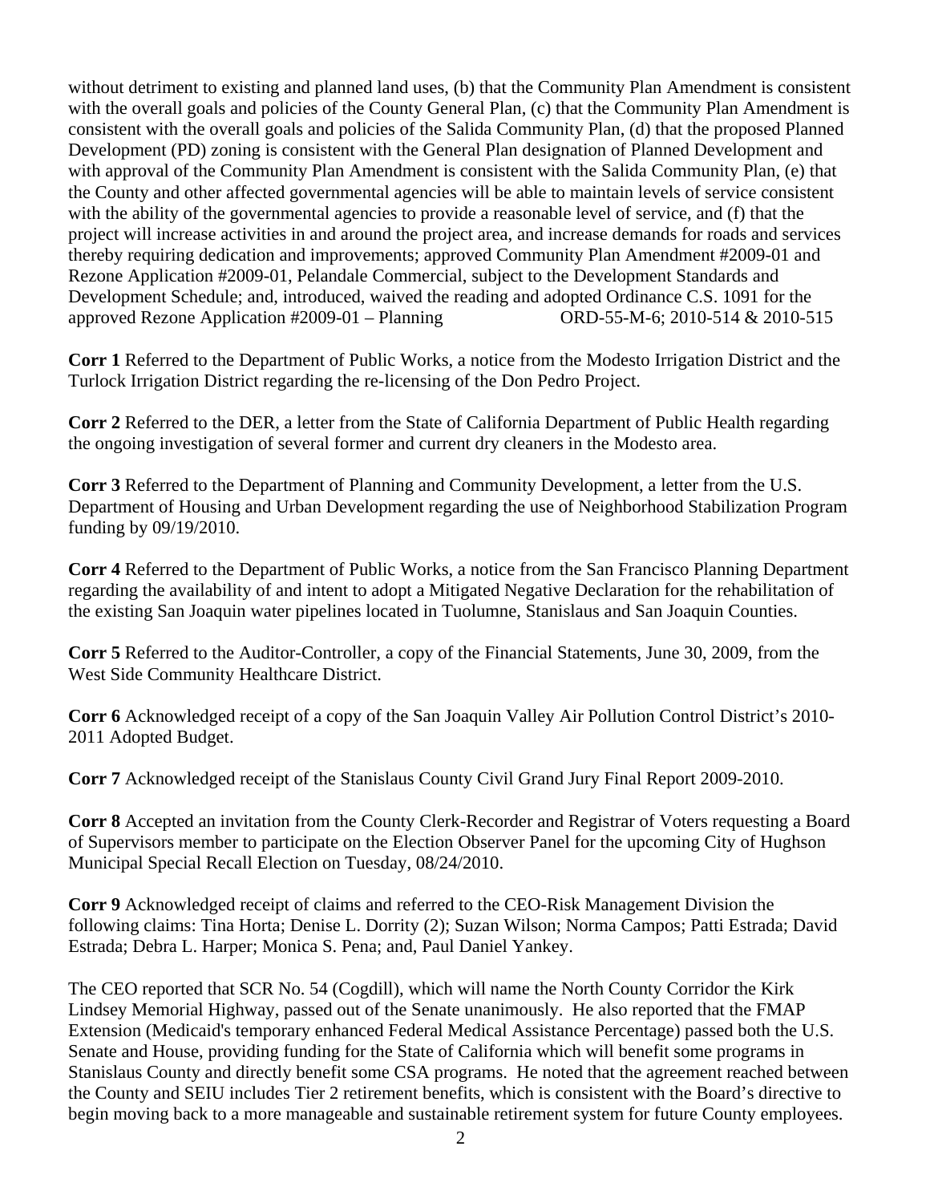without detriment to existing and planned land uses, (b) that the Community Plan Amendment is consistent with the overall goals and policies of the County General Plan, (c) that the Community Plan Amendment is consistent with the overall goals and policies of the Salida Community Plan, (d) that the proposed Planned Development (PD) zoning is consistent with the General Plan designation of Planned Development and with approval of the Community Plan Amendment is consistent with the Salida Community Plan, (e) that the County and other affected governmental agencies will be able to maintain levels of service consistent with the ability of the governmental agencies to provide a reasonable level of service, and (f) that the project will increase activities in and around the project area, and increase demands for roads and services thereby requiring dedication and improvements; approved Community Plan Amendment #2009-01 and Rezone Application #2009-01, Pelandale Commercial, subject to the Development Standards and Development Schedule; and, introduced, waived the reading and adopted Ordinance C.S. 1091 for the approved Rezone Application #2009-01 – Planning ORD-55-M-6; 2010-514 & 2010-515

**Corr 1** Referred to the Department of Public Works, a notice from the Modesto Irrigation District and the Turlock Irrigation District regarding the re-licensing of the Don Pedro Project.

**Corr 2** Referred to the DER, a letter from the State of California Department of Public Health regarding the ongoing investigation of several former and current dry cleaners in the Modesto area.

**Corr 3** Referred to the Department of Planning and Community Development, a letter from the U.S. Department of Housing and Urban Development regarding the use of Neighborhood Stabilization Program funding by 09/19/2010.

**Corr 4** Referred to the Department of Public Works, a notice from the San Francisco Planning Department regarding the availability of and intent to adopt a Mitigated Negative Declaration for the rehabilitation of the existing San Joaquin water pipelines located in Tuolumne, Stanislaus and San Joaquin Counties.

**Corr 5** Referred to the Auditor-Controller, a copy of the Financial Statements, June 30, 2009, from the West Side Community Healthcare District.

**Corr 6** Acknowledged receipt of a copy of the San Joaquin Valley Air Pollution Control District's 2010-2011 Adopted Budget.

**Corr 7** Acknowledged receipt of the Stanislaus County Civil Grand Jury Final Report 2009-2010.

**Corr 8** Accepted an invitation from the County Clerk-Recorder and Registrar of Voters requesting a Board of Supervisors member to participate on the Election Observer Panel for the upcoming City of Hughson Municipal Special Recall Election on Tuesday, 08/24/2010.

**Corr 9** Acknowledged receipt of claims and referred to the CEO-Risk Management Division the following claims: Tina Horta; Denise L. Dorrity (2); Suzan Wilson; Norma Campos; Patti Estrada; David Estrada; Debra L. Harper; Monica S. Pena; and, Paul Daniel Yankey.

The CEO reported that SCR No. 54 (Cogdill), which will name the North County Corridor the Kirk Lindsey Memorial Highway, passed out of the Senate unanimously. He also reported that the FMAP Extension (Medicaid's temporary enhanced Federal Medical Assistance Percentage) passed both the U.S. Senate and House, providing funding for the State of California which will benefit some programs in Stanislaus County and directly benefit some CSA programs. He noted that the agreement reached between the County and SEIU includes Tier 2 retirement benefits, which is consistent with the Board's directive to begin moving back to a more manageable and sustainable retirement system for future County employees.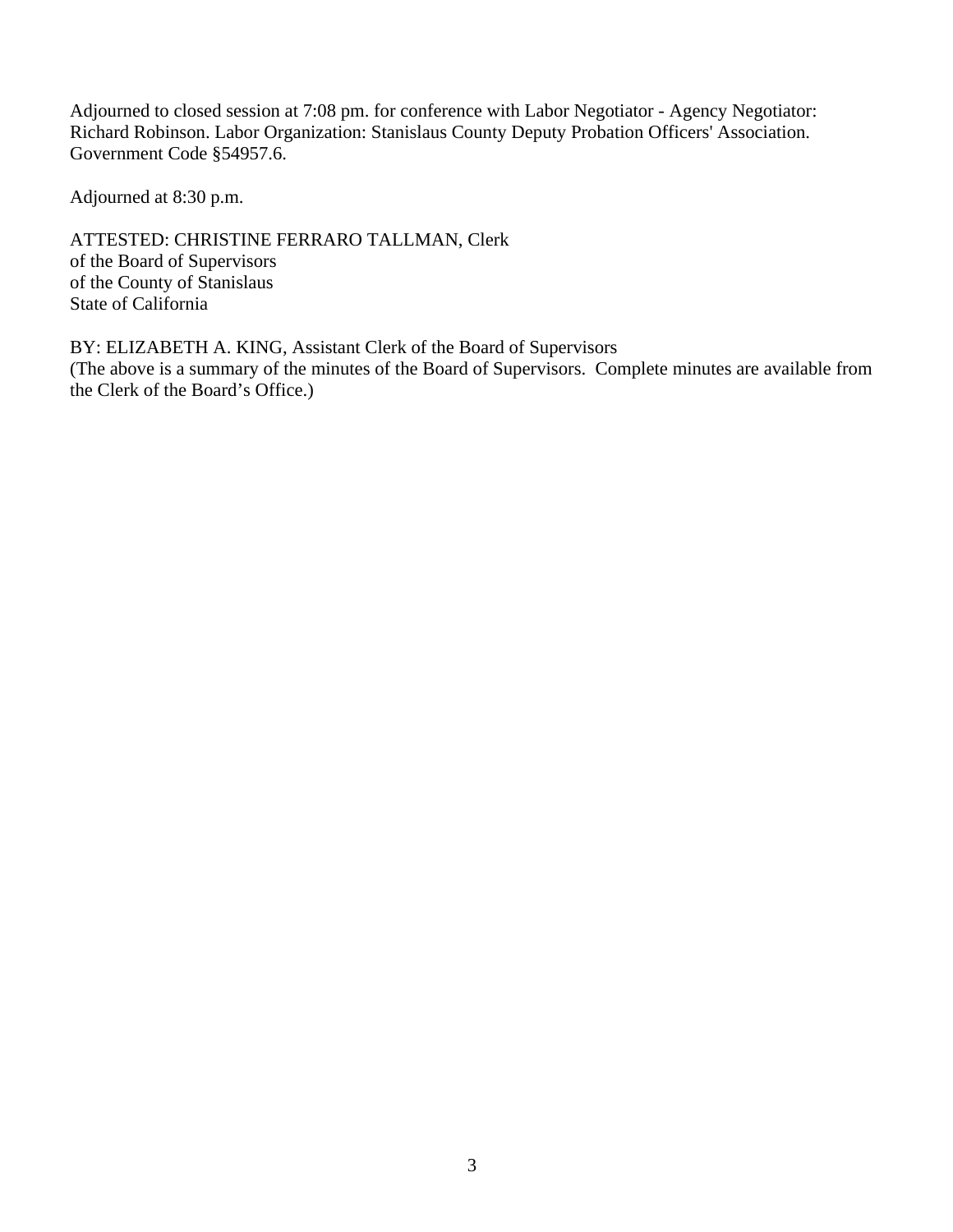Adjourned to closed session at 7:08 pm. for conference with Labor Negotiator - Agency Negotiator: Richard Robinson. Labor Organization: Stanislaus County Deputy Probation Officers' Association. Government Code §54957.6.

Adjourned at 8:30 p.m.

ATTESTED: CHRISTINE FERRARO TALLMAN, Clerk
of the Board of Supervisors
of the County of Stanislaus
State of California

BY: ELIZABETH A. KING, Assistant Clerk of the Board of Supervisors
(The above is a summary of the minutes of the Board of Supervisors. Complete minutes are available from the Clerk of the Board's Office.)